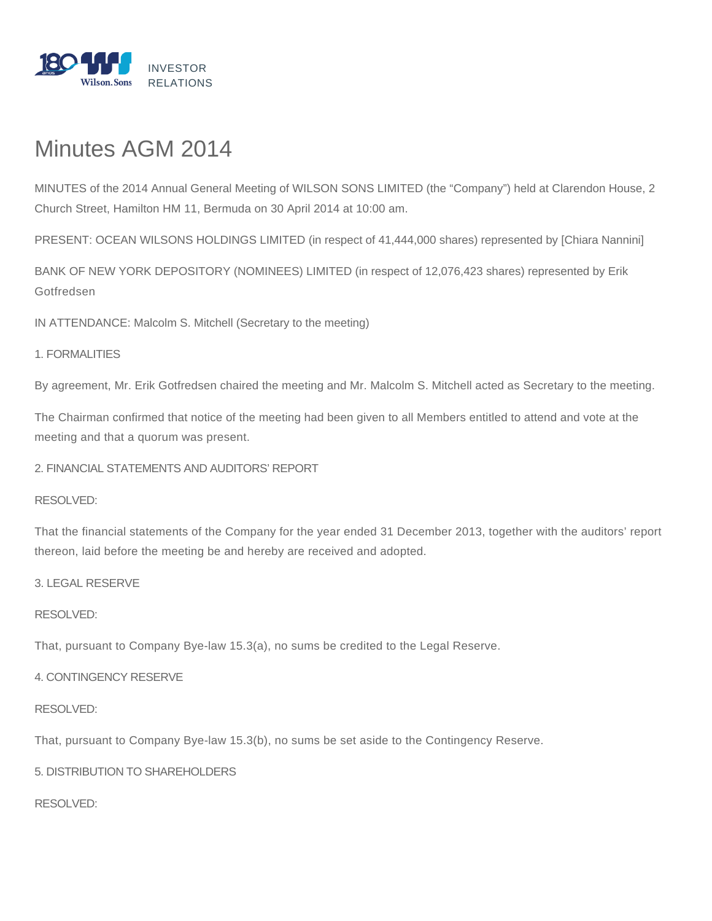INVESTOR RELATIONS

# Minutes AGM 2014

MINUTES of the 2014 Annual General Meeting of WILSON SONS LIMITED (the “Company”) held at Clarendon House, 2 Church Street, Hamilton HM 11, Bermuda on 30 April 2014 at 10:00 am.

PRESENT: OCEAN WILSONS HOLDINGS LIMITED (in respect of 41,444,000 shares) represented by [Chiara Nannini]

BANK OF NEW YORK DEPOSITORY (NOMINEES) LIMITED (in respect of 12,076,423 shares) represented by Erik Gotfredsen

IN ATTENDANCE: Malcolm S. Mitchell (Secretary to the meeting)

1. FORMALITIES

By agreement, Mr. Erik Gotfredsen chaired the meeting and Mr. Malcolm S. Mitchell acted as Secretary to the meeting.

The Chairman confirmed that notice of the meeting had been given to all Members entitled to attend and vote at the meeting and that a quorum was present.

2. FINANCIAL STATEMENTS AND AUDITORS’ REPORT

RESOLVED:

That the financial statements of the Company for the year ended 31 December 2013, together with the auditors’ report thereon, laid before the meeting be and hereby are received and adopted.

3. LEGAL RESERVE

RESOLVED:

That, pursuant to Company Bye-law 15.3(a), no sums be credited to the Legal Reserve.

4. CONTINGENCY RESERVE

RESOLVED:

That, pursuant to Company Bye-law 15.3(b), no sums be set aside to the Contingency Reserve.

5. DISTRIBUTION TO SHAREHOLDERS

RESOLVED: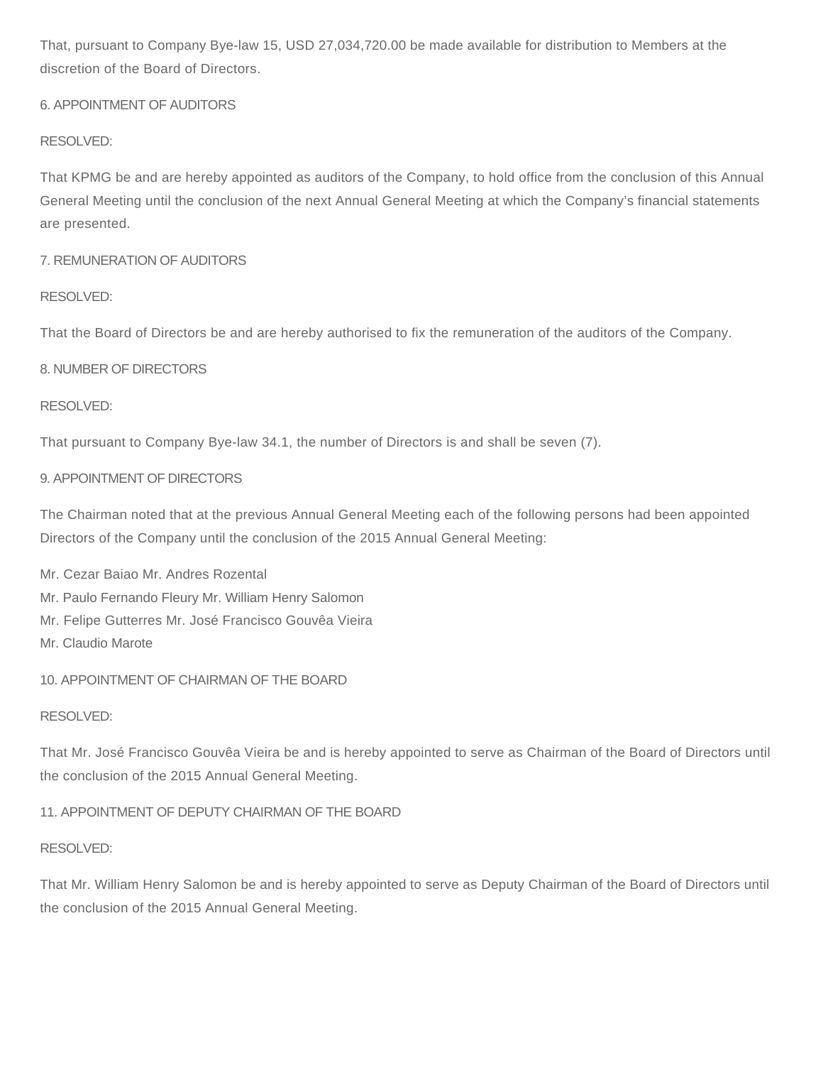That, pursuant to Company Bye-law 15, USD 27,034,720.00 be made available for distribution to Members at the discretion of the Board of Directors.

6. APPOINTMENT OF AUDITORS

RESOLVED:

That KPMG be and are hereby appointed as auditors of the Company, to hold office from the conclusion of this Annual General Meeting until the conclusion of the next Annual General Meeting at which the Company's financial statements are presented.

7. REMUNERATION OF AUDITORS

RESOLVED:

That the Board of Directors be and are hereby authorised to fix the remuneration of the auditors of the Company.

8. NUMBER OF DIRECTORS

RESOLVED:

That pursuant to Company Bye-law 34.1, the number of Directors is and shall be seven (7).

9. APPOINTMENT OF DIRECTORS

The Chairman noted that at the previous Annual General Meeting each of the following persons had been appointed Directors of the Company until the conclusion of the 2015 Annual General Meeting:

Mr. Cezar Baiao Mr. Andres Rozental
Mr. Paulo Fernando Fleury Mr. William Henry Salomon
Mr. Felipe Gutterres Mr. José Francisco Gouvêa Vieira
Mr. Claudio Marote

10. APPOINTMENT OF CHAIRMAN OF THE BOARD

RESOLVED:

That Mr. José Francisco Gouvêa Vieira be and is hereby appointed to serve as Chairman of the Board of Directors until the conclusion of the 2015 Annual General Meeting.

11. APPOINTMENT OF DEPUTY CHAIRMAN OF THE BOARD

RESOLVED:

That Mr. William Henry Salomon be and is hereby appointed to serve as Deputy Chairman of the Board of Directors until the conclusion of the 2015 Annual General Meeting.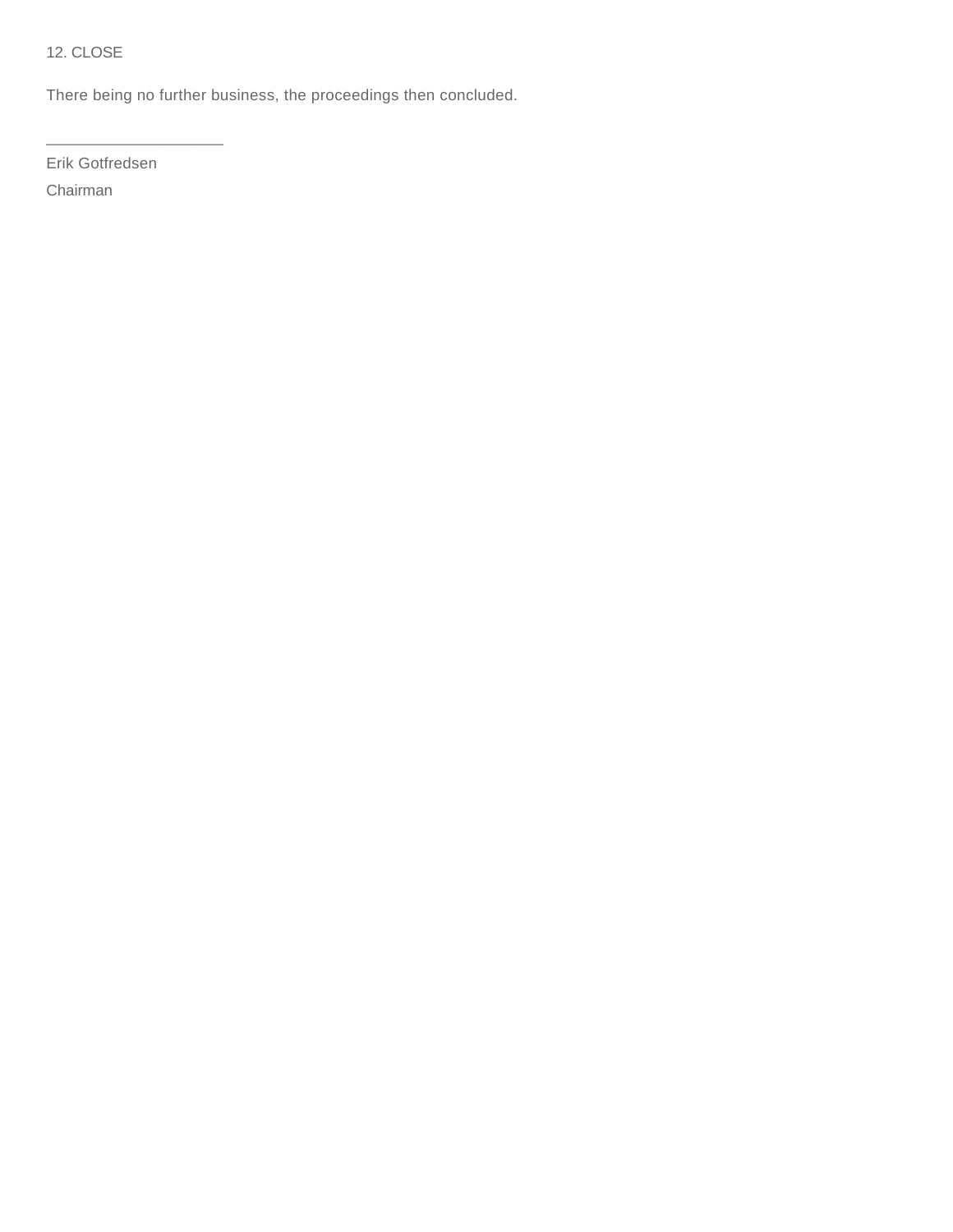12. CLOSE

There being no further business, the proceedings then concluded.

____________________

Erik Gotfredsen

Chairman